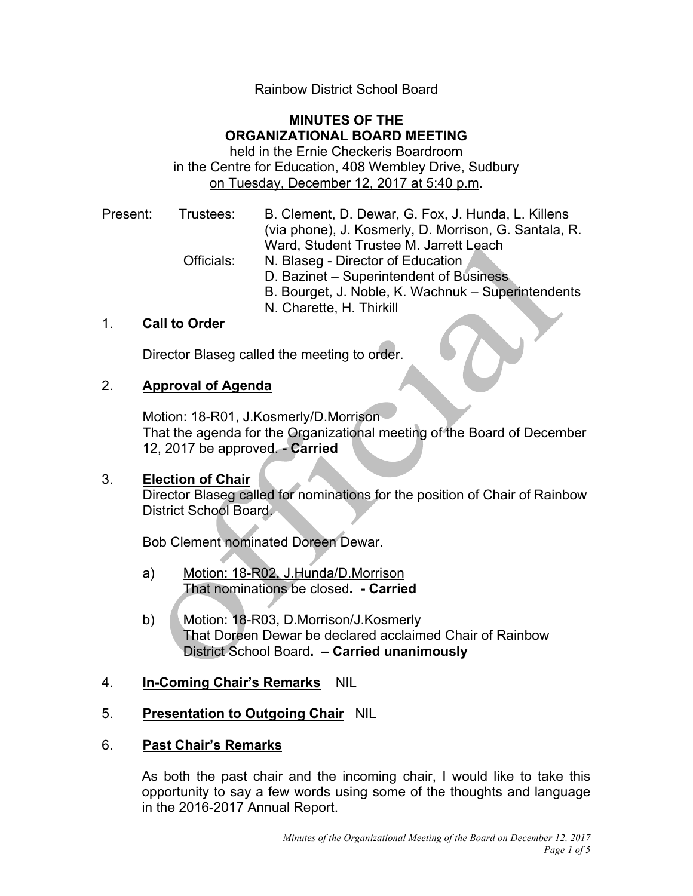Rainbow District School Board

# MINUTES OF THE ORGANIZATIONAL BOARD MEETING

held in the Ernie Checkeris Boardroom
in the Centre for Education, 408 Wembley Drive, Sudbury
on Tuesday, December 12, 2017 at 5:40 p.m.

Present: Trustees: B. Clement, D. Dewar, G. Fox, J. Hunda, L. Killens (via phone), J. Kosmerly, D. Morrison, G. Santala, R. Ward, Student Trustee M. Jarrett Leach

Officials: N. Blaseg - Director of Education
D. Bazinet – Superintendent of Business
B. Bourget, J. Noble, K. Wachnuk – Superintendents
N. Charette, H. Thirkill

## 1. Call to Order

Director Blaseg called the meeting to order.

## 2. Approval of Agenda

Motion: 18-R01, J.Kosmerly/D.Morrison
That the agenda for the Organizational meeting of the Board of December 12, 2017 be approved. **- Carried**

## 3. Election of Chair

Director Blaseg called for nominations for the position of Chair of Rainbow District School Board.

Bob Clement nominated Doreen Dewar.

a) Motion: 18-R02, J.Hunda/D.Morrison
That nominations be closed. **- Carried**

b) Motion: 18-R03, D.Morrison/J.Kosmerly
That Doreen Dewar be declared acclaimed Chair of Rainbow District School Board. **– Carried unanimously**

## 4. In-Coming Chair's Remarks NIL

## 5. Presentation to Outgoing Chair NIL

## 6. Past Chair's Remarks

As both the past chair and the incoming chair, I would like to take this opportunity to say a few words using some of the thoughts and language in the 2016-2017 Annual Report.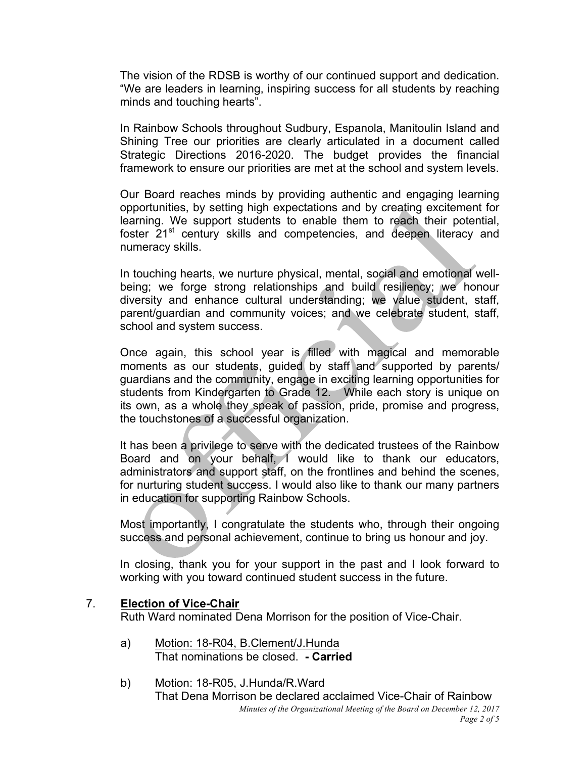The vision of the RDSB is worthy of our continued support and dedication. "We are leaders in learning, inspiring success for all students by reaching minds and touching hearts".

In Rainbow Schools throughout Sudbury, Espanola, Manitoulin Island and Shining Tree our priorities are clearly articulated in a document called Strategic Directions 2016-2020. The budget provides the financial framework to ensure our priorities are met at the school and system levels.

Our Board reaches minds by providing authentic and engaging learning opportunities, by setting high expectations and by creating excitement for learning. We support students to enable them to reach their potential, foster 21st century skills and competencies, and deepen literacy and numeracy skills.

In touching hearts, we nurture physical, mental, social and emotional well-being; we forge strong relationships and build resiliency; we honour diversity and enhance cultural understanding; we value student, staff, parent/guardian and community voices; and we celebrate student, staff, school and system success.

Once again, this school year is filled with magical and memorable moments as our students, guided by staff and supported by parents/ guardians and the community, engage in exciting learning opportunities for students from Kindergarten to Grade 12. While each story is unique on its own, as a whole they speak of passion, pride, promise and progress, the touchstones of a successful organization.

It has been a privilege to serve with the dedicated trustees of the Rainbow Board and on your behalf, I would like to thank our educators, administrators and support staff, on the frontlines and behind the scenes, for nurturing student success. I would also like to thank our many partners in education for supporting Rainbow Schools.

Most importantly, I congratulate the students who, through their ongoing success and personal achievement, continue to bring us honour and joy.

In closing, thank you for your support in the past and I look forward to working with you toward continued student success in the future.

## 7. **Election of Vice-Chair**

Ruth Ward nominated Dena Morrison for the position of Vice-Chair.

a) Motion: 18-R04, B.Clement/J.Hunda
   That nominations be closed. **- Carried**

b) Motion: 18-R05, J.Hunda/R.Ward
   That Dena Morrison be declared acclaimed Vice-Chair of Rainbow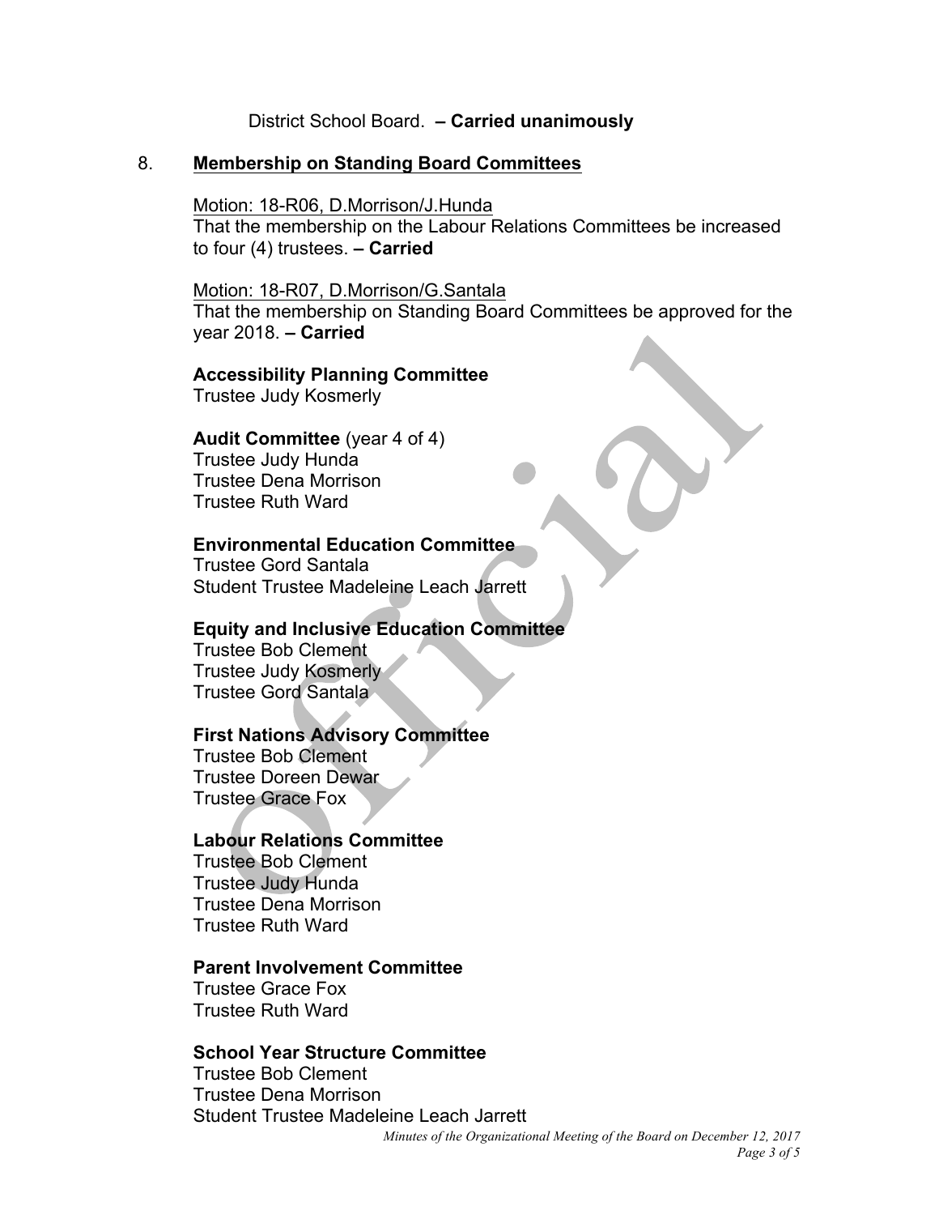District School Board. **– Carried unanimously**

## 8. Membership on Standing Board Committees

Motion: 18-R06, D.Morrison/J.Hunda
That the membership on the Labour Relations Committees be increased to four (4) trustees. **– Carried**

Motion: 18-R07, D.Morrison/G.Santala
That the membership on Standing Board Committees be approved for the year 2018. **– Carried**

**Accessibility Planning Committee**
Trustee Judy Kosmerly

**Audit Committee** (year 4 of 4)
Trustee Judy Hunda
Trustee Dena Morrison
Trustee Ruth Ward

**Environmental Education Committee**
Trustee Gord Santala
Student Trustee Madeleine Leach Jarrett

**Equity and Inclusive Education Committee**
Trustee Bob Clement
Trustee Judy Kosmerly
Trustee Gord Santala

**First Nations Advisory Committee**
Trustee Bob Clement
Trustee Doreen Dewar
Trustee Grace Fox

**Labour Relations Committee**
Trustee Bob Clement
Trustee Judy Hunda
Trustee Dena Morrison
Trustee Ruth Ward

**Parent Involvement Committee**
Trustee Grace Fox
Trustee Ruth Ward

**School Year Structure Committee**
Trustee Bob Clement
Trustee Dena Morrison
Student Trustee Madeleine Leach Jarrett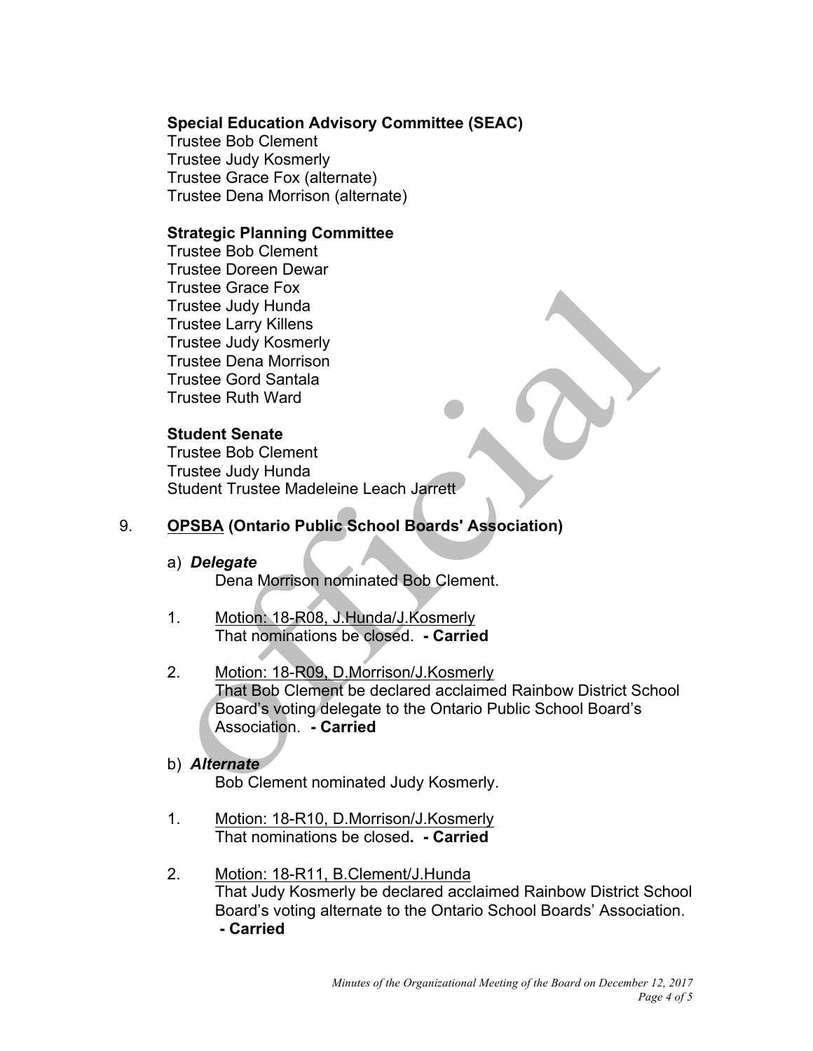**Special Education Advisory Committee (SEAC)**
Trustee Bob Clement
Trustee Judy Kosmerly
Trustee Grace Fox (alternate)
Trustee Dena Morrison (alternate)

**Strategic Planning Committee**
Trustee Bob Clement
Trustee Doreen Dewar
Trustee Grace Fox
Trustee Judy Hunda
Trustee Larry Killens
Trustee Judy Kosmerly
Trustee Dena Morrison
Trustee Gord Santala
Trustee Ruth Ward

**Student Senate**
Trustee Bob Clement
Trustee Judy Hunda
Student Trustee Madeleine Leach Jarrett

9. **OPSBA (Ontario Public School Boards' Association)**

a) ***Delegate***

Dena Morrison nominated Bob Clement.

1. Motion: 18-R08, J.Hunda/J.Kosmerly
   That nominations be closed. **- Carried**

2. Motion: 18-R09, D.Morrison/J.Kosmerly
   That Bob Clement be declared acclaimed Rainbow District School Board's voting delegate to the Ontario Public School Board's Association. **- Carried**

b) ***Alternate***

Bob Clement nominated Judy Kosmerly.

1. Motion: 18-R10, D.Morrison/J.Kosmerly
   That nominations be closed**. - Carried**

2. Motion: 18-R11, B.Clement/J.Hunda
   That Judy Kosmerly be declared acclaimed Rainbow District School Board's voting alternate to the Ontario School Boards' Association.
   **- Carried**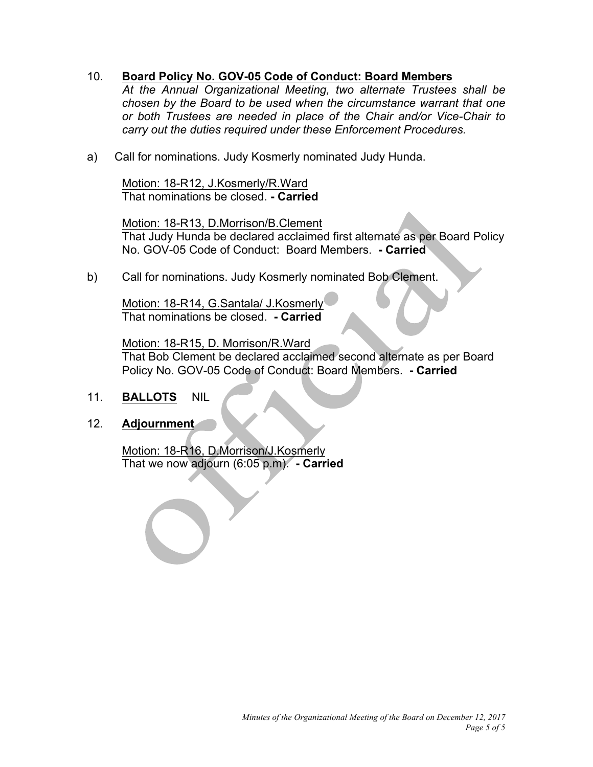10. **Board Policy No. GOV-05 Code of Conduct: Board Members**

*At the Annual Organizational Meeting, two alternate Trustees shall be chosen by the Board to be used when the circumstance warrant that one or both Trustees are needed in place of the Chair and/or Vice-Chair to carry out the duties required under these Enforcement Procedures.*

a) Call for nominations. Judy Kosmerly nominated Judy Hunda.

Motion: 18-R12, J.Kosmerly/R.Ward
That nominations be closed. **- Carried**

Motion: 18-R13, D.Morrison/B.Clement
That Judy Hunda be declared acclaimed first alternate as per Board Policy No. GOV-05 Code of Conduct: Board Members. **- Carried**

b) Call for nominations. Judy Kosmerly nominated Bob Clement.

Motion: 18-R14, G.Santala/ J.Kosmerly
That nominations be closed. **- Carried**

Motion: 18-R15, D. Morrison/R.Ward
That Bob Clement be declared acclaimed second alternate as per Board Policy No. GOV-05 Code of Conduct: Board Members. **- Carried**

11. **BALLOTS** NIL

12. **Adjournment**

Motion: 18-R16, D.Morrison/J.Kosmerly
That we now adjourn (6:05 p.m). **- Carried**